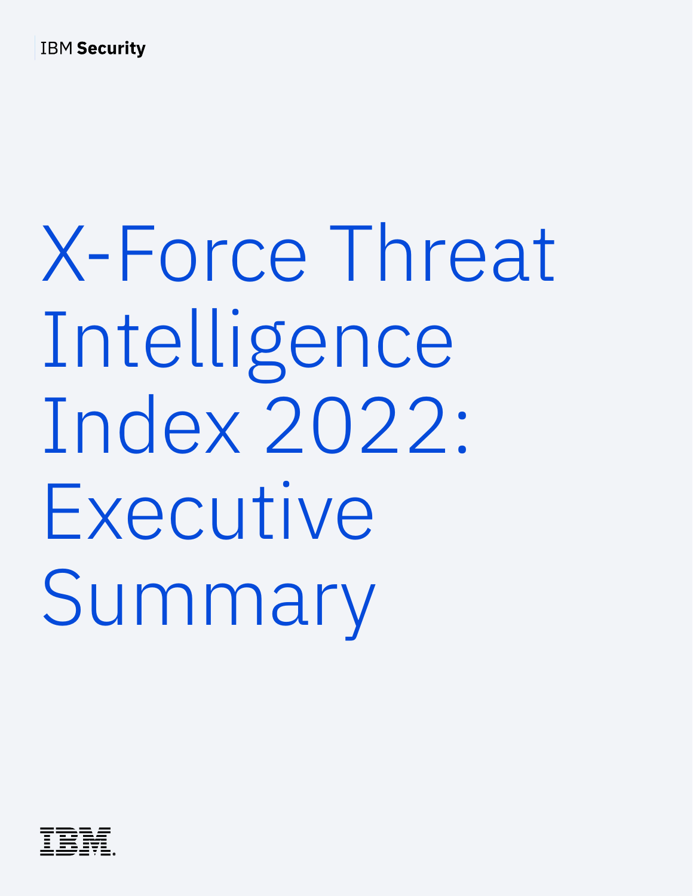IBM Security

# X-Force Threat Intelligence Index 2022: Executive Summary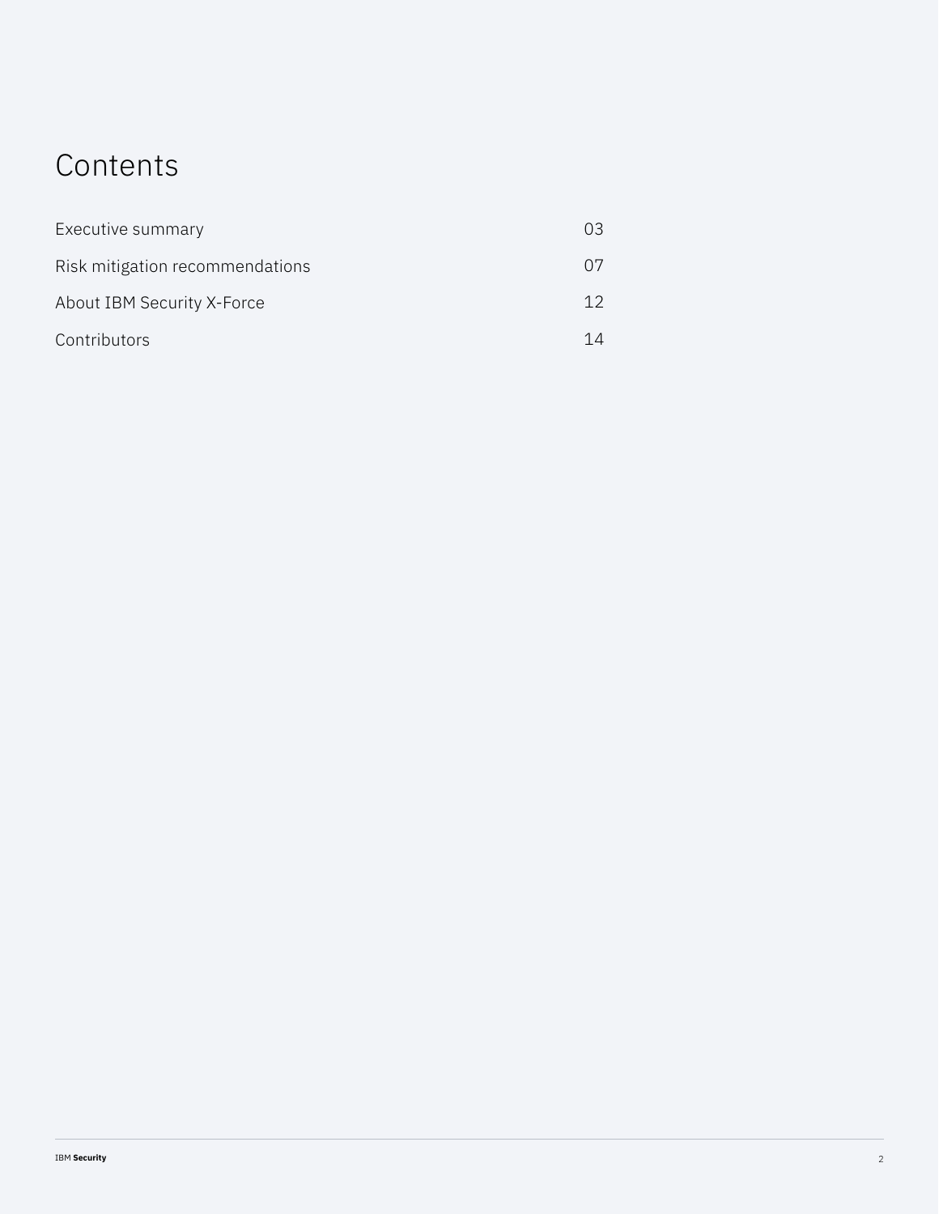# Contents

| | |
|---|---|
| Executive summary | 03 |
| Risk mitigation recommendations | 07 |
| About IBM Security X-Force | 12 |
| Contributors | 14 |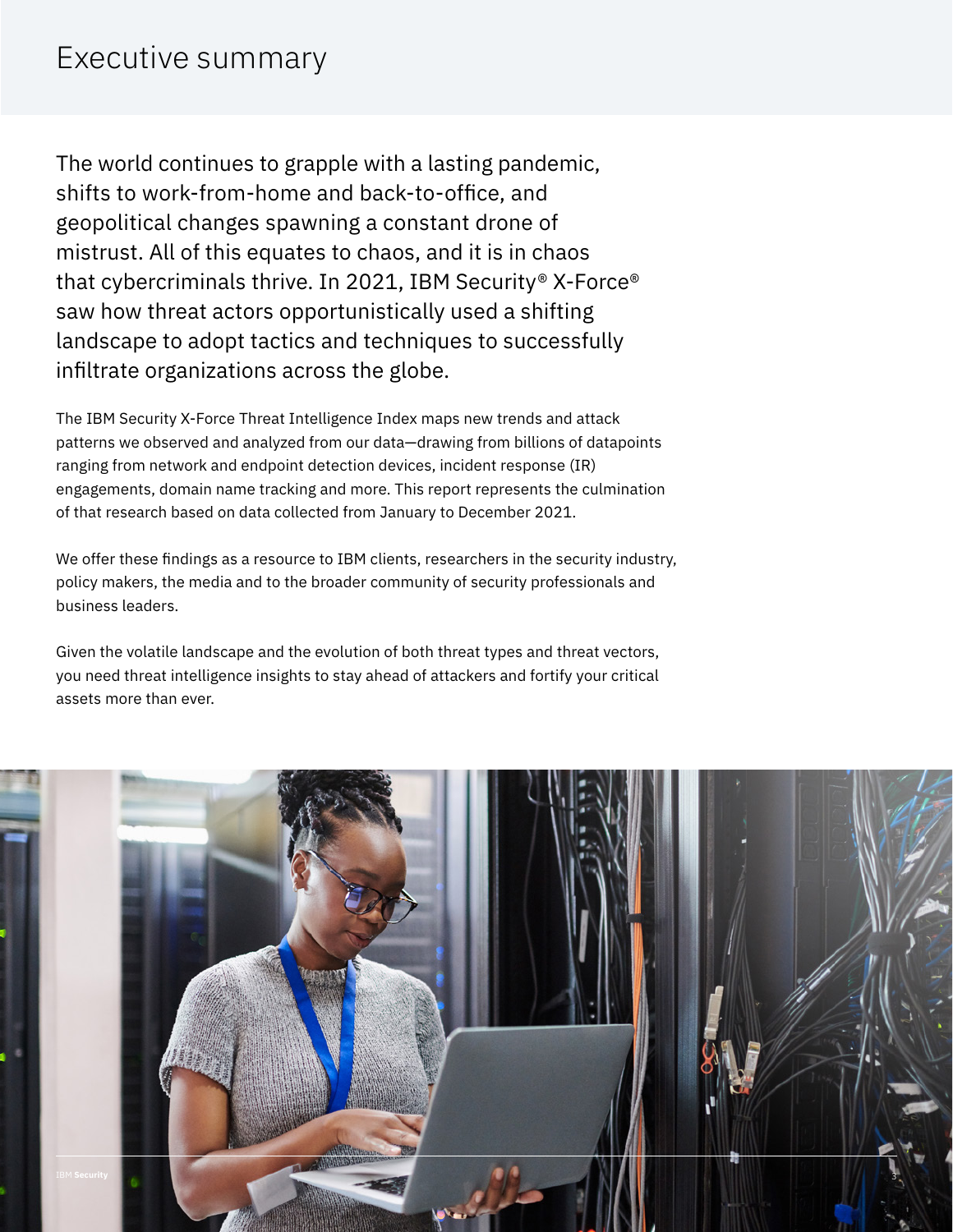# Executive summary

The world continues to grapple with a lasting pandemic, shifts to work-from-home and back-to-office, and geopolitical changes spawning a constant drone of mistrust. All of this equates to chaos, and it is in chaos that cybercriminals thrive. In 2021, IBM Security® X-Force® saw how threat actors opportunistically used a shifting landscape to adopt tactics and techniques to successfully infiltrate organizations across the globe.

The IBM Security X-Force Threat Intelligence Index maps new trends and attack patterns we observed and analyzed from our data—drawing from billions of datapoints ranging from network and endpoint detection devices, incident response (IR) engagements, domain name tracking and more. This report represents the culmination of that research based on data collected from January to December 2021.

We offer these findings as a resource to IBM clients, researchers in the security industry, policy makers, the media and to the broader community of security professionals and business leaders.

Given the volatile landscape and the evolution of both threat types and threat vectors, you need threat intelligence insights to stay ahead of attackers and fortify your critical assets more than ever.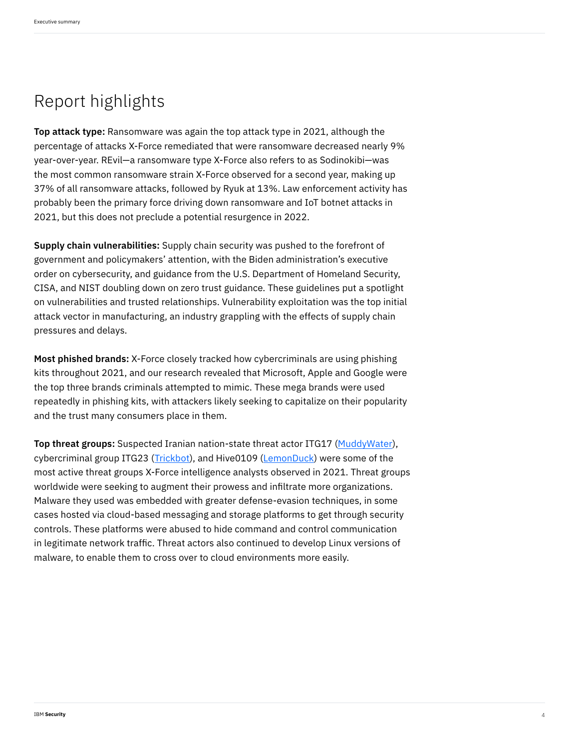# Report highlights

**Top attack type:** Ransomware was again the top attack type in 2021, although the percentage of attacks X-Force remediated that were ransomware decreased nearly 9% year-over-year. REvil—a ransomware type X-Force also refers to as Sodinokibi—was the most common ransomware strain X-Force observed for a second year, making up 37% of all ransomware attacks, followed by Ryuk at 13%. Law enforcement activity has probably been the primary force driving down ransomware and IoT botnet attacks in 2021, but this does not preclude a potential resurgence in 2022.

**Supply chain vulnerabilities:** Supply chain security was pushed to the forefront of government and policymakers' attention, with the Biden administration's executive order on cybersecurity, and guidance from the U.S. Department of Homeland Security, CISA, and NIST doubling down on zero trust guidance. These guidelines put a spotlight on vulnerabilities and trusted relationships. Vulnerability exploitation was the top initial attack vector in manufacturing, an industry grappling with the effects of supply chain pressures and delays.

**Most phished brands:** X-Force closely tracked how cybercriminals are using phishing kits throughout 2021, and our research revealed that Microsoft, Apple and Google were the top three brands criminals attempted to mimic. These mega brands were used repeatedly in phishing kits, with attackers likely seeking to capitalize on their popularity and the trust many consumers place in them.

**Top threat groups:** Suspected Iranian nation-state threat actor ITG17 (MuddyWater), cybercriminal group ITG23 (Trickbot), and Hive0109 (LemonDuck) were some of the most active threat groups X-Force intelligence analysts observed in 2021. Threat groups worldwide were seeking to augment their prowess and infiltrate more organizations. Malware they used was embedded with greater defense-evasion techniques, in some cases hosted via cloud-based messaging and storage platforms to get through security controls. These platforms were abused to hide command and control communication in legitimate network traffic. Threat actors also continued to develop Linux versions of malware, to enable them to cross over to cloud environments more easily.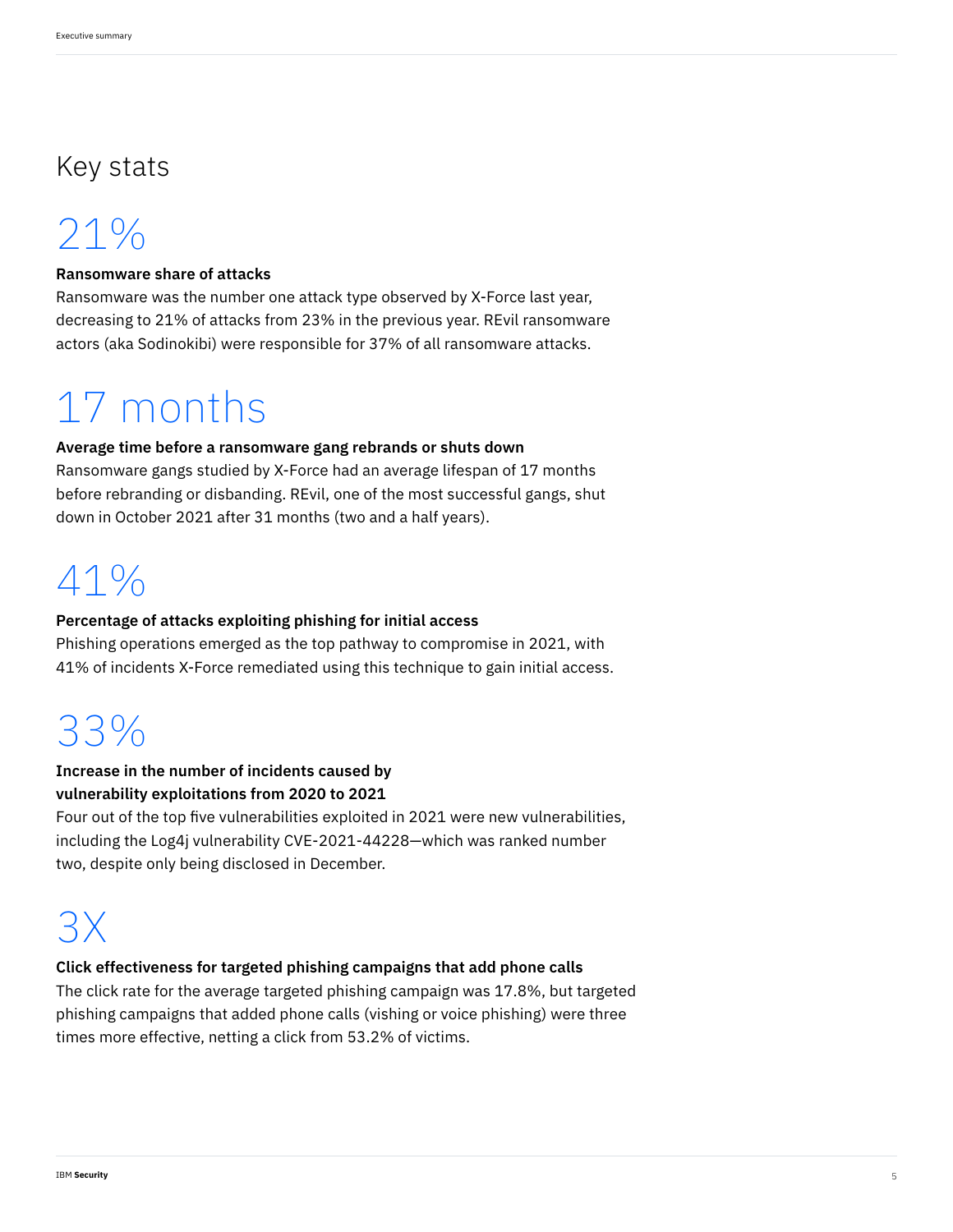## Key stats

# 21%

**Ransomware share of attacks**

Ransomware was the number one attack type observed by X-Force last year, decreasing to 21% of attacks from 23% in the previous year. REvil ransomware actors (aka Sodinokibi) were responsible for 37% of all ransomware attacks.

# 17 months

**Average time before a ransomware gang rebrands or shuts down**

Ransomware gangs studied by X-Force had an average lifespan of 17 months before rebranding or disbanding. REvil, one of the most successful gangs, shut down in October 2021 after 31 months (two and a half years).

# 41%

**Percentage of attacks exploiting phishing for initial access**

Phishing operations emerged as the top pathway to compromise in 2021, with 41% of incidents X-Force remediated using this technique to gain initial access.

# 33%

**Increase in the number of incidents caused by vulnerability exploitations from 2020 to 2021**

Four out of the top five vulnerabilities exploited in 2021 were new vulnerabilities, including the Log4j vulnerability CVE-2021-44228—which was ranked number two, despite only being disclosed in December.

# 3X

**Click effectiveness for targeted phishing campaigns that add phone calls**

The click rate for the average targeted phishing campaign was 17.8%, but targeted phishing campaigns that added phone calls (vishing or voice phishing) were three times more effective, netting a click from 53.2% of victims.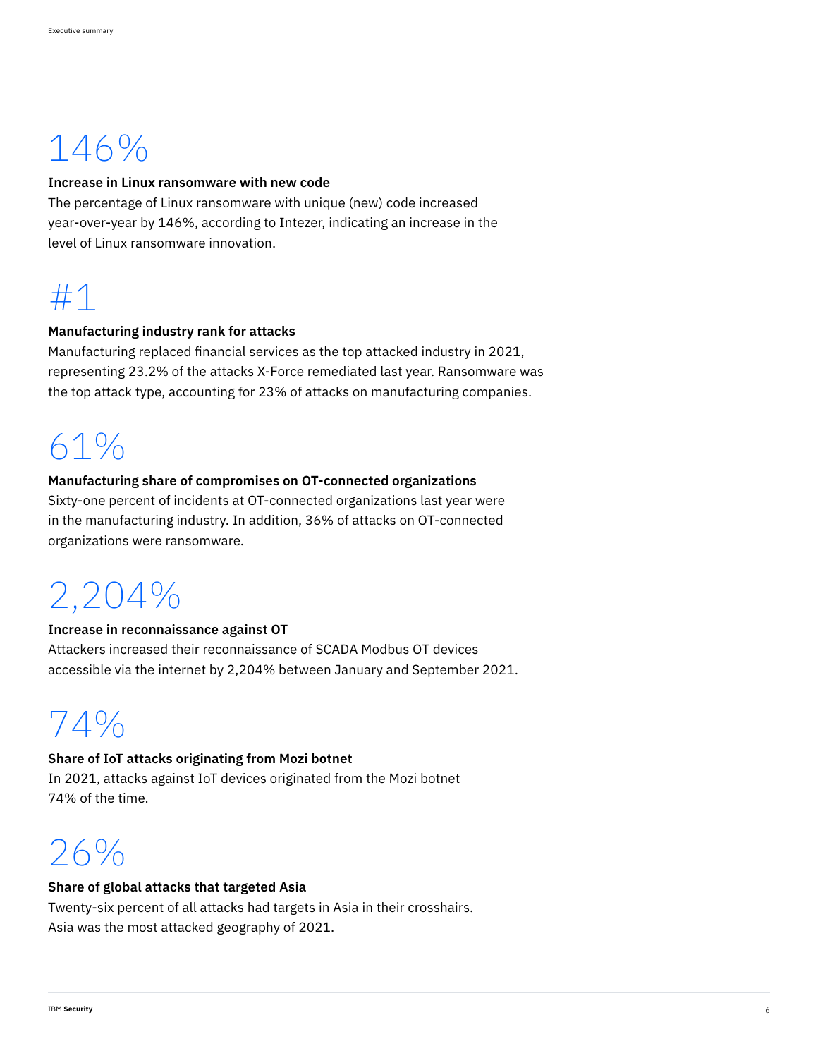## 146%

**Increase in Linux ransomware with new code**

The percentage of Linux ransomware with unique (new) code increased year-over-year by 146%, according to Intezer, indicating an increase in the level of Linux ransomware innovation.

## #1

**Manufacturing industry rank for attacks**

Manufacturing replaced financial services as the top attacked industry in 2021, representing 23.2% of the attacks X-Force remediated last year. Ransomware was the top attack type, accounting for 23% of attacks on manufacturing companies.

## 61%

**Manufacturing share of compromises on OT-connected organizations**

Sixty-one percent of incidents at OT-connected organizations last year were in the manufacturing industry. In addition, 36% of attacks on OT-connected organizations were ransomware.

## 2,204%

**Increase in reconnaissance against OT**

Attackers increased their reconnaissance of SCADA Modbus OT devices accessible via the internet by 2,204% between January and September 2021.

## 74%

**Share of IoT attacks originating from Mozi botnet**

In 2021, attacks against IoT devices originated from the Mozi botnet 74% of the time.

## 26%

**Share of global attacks that targeted Asia**

Twenty-six percent of all attacks had targets in Asia in their crosshairs. Asia was the most attacked geography of 2021.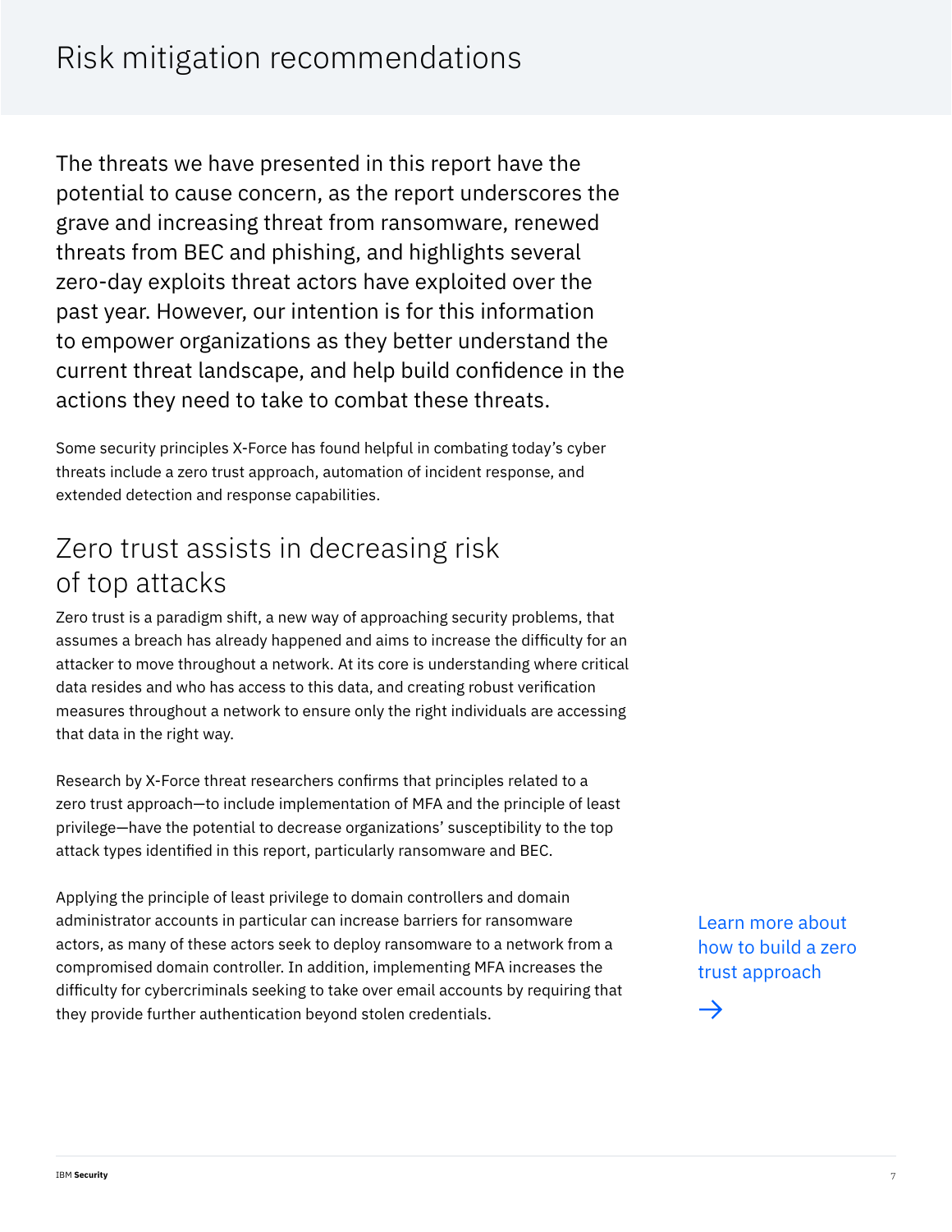# Risk mitigation recommendations

The threats we have presented in this report have the potential to cause concern, as the report underscores the grave and increasing threat from ransomware, renewed threats from BEC and phishing, and highlights several zero-day exploits threat actors have exploited over the past year. However, our intention is for this information to empower organizations as they better understand the current threat landscape, and help build confidence in the actions they need to take to combat these threats.

Some security principles X-Force has found helpful in combating today's cyber threats include a zero trust approach, automation of incident response, and extended detection and response capabilities.

## Zero trust assists in decreasing risk of top attacks

Zero trust is a paradigm shift, a new way of approaching security problems, that assumes a breach has already happened and aims to increase the difficulty for an attacker to move throughout a network. At its core is understanding where critical data resides and who has access to this data, and creating robust verification measures throughout a network to ensure only the right individuals are accessing that data in the right way.

Research by X-Force threat researchers confirms that principles related to a zero trust approach—to include implementation of MFA and the principle of least privilege—have the potential to decrease organizations' susceptibility to the top attack types identified in this report, particularly ransomware and BEC.

Applying the principle of least privilege to domain controllers and domain administrator accounts in particular can increase barriers for ransomware actors, as many of these actors seek to deploy ransomware to a network from a compromised domain controller. In addition, implementing MFA increases the difficulty for cybercriminals seeking to take over email accounts by requiring that they provide further authentication beyond stolen credentials.

Learn more about how to build a zero trust approach →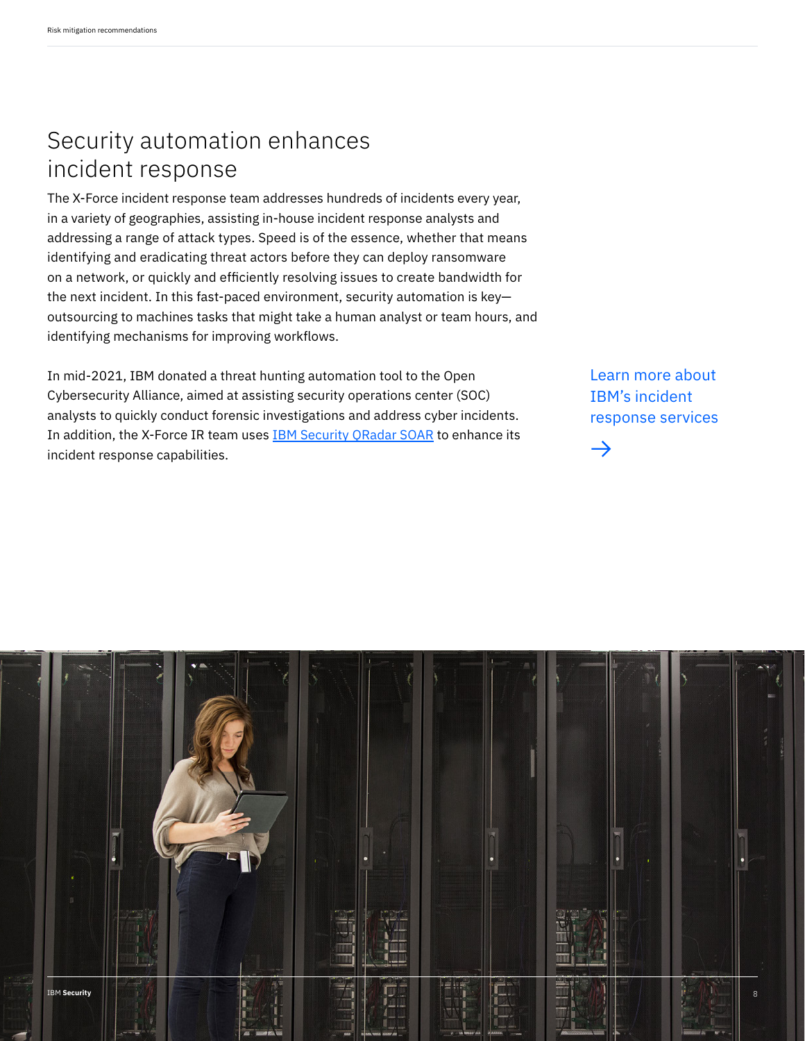# Security automation enhances incident response

The X-Force incident response team addresses hundreds of incidents every year, in a variety of geographies, assisting in-house incident response analysts and addressing a range of attack types. Speed is of the essence, whether that means identifying and eradicating threat actors before they can deploy ransomware on a network, or quickly and efficiently resolving issues to create bandwidth for the next incident. In this fast-paced environment, security automation is key—outsourcing to machines tasks that might take a human analyst or team hours, and identifying mechanisms for improving workflows.

In mid-2021, IBM donated a threat hunting automation tool to the Open Cybersecurity Alliance, aimed at assisting security operations center (SOC) analysts to quickly conduct forensic investigations and address cyber incidents. In addition, the X-Force IR team uses IBM Security QRadar SOAR to enhance its incident response capabilities.

Learn more about IBM's incident response services →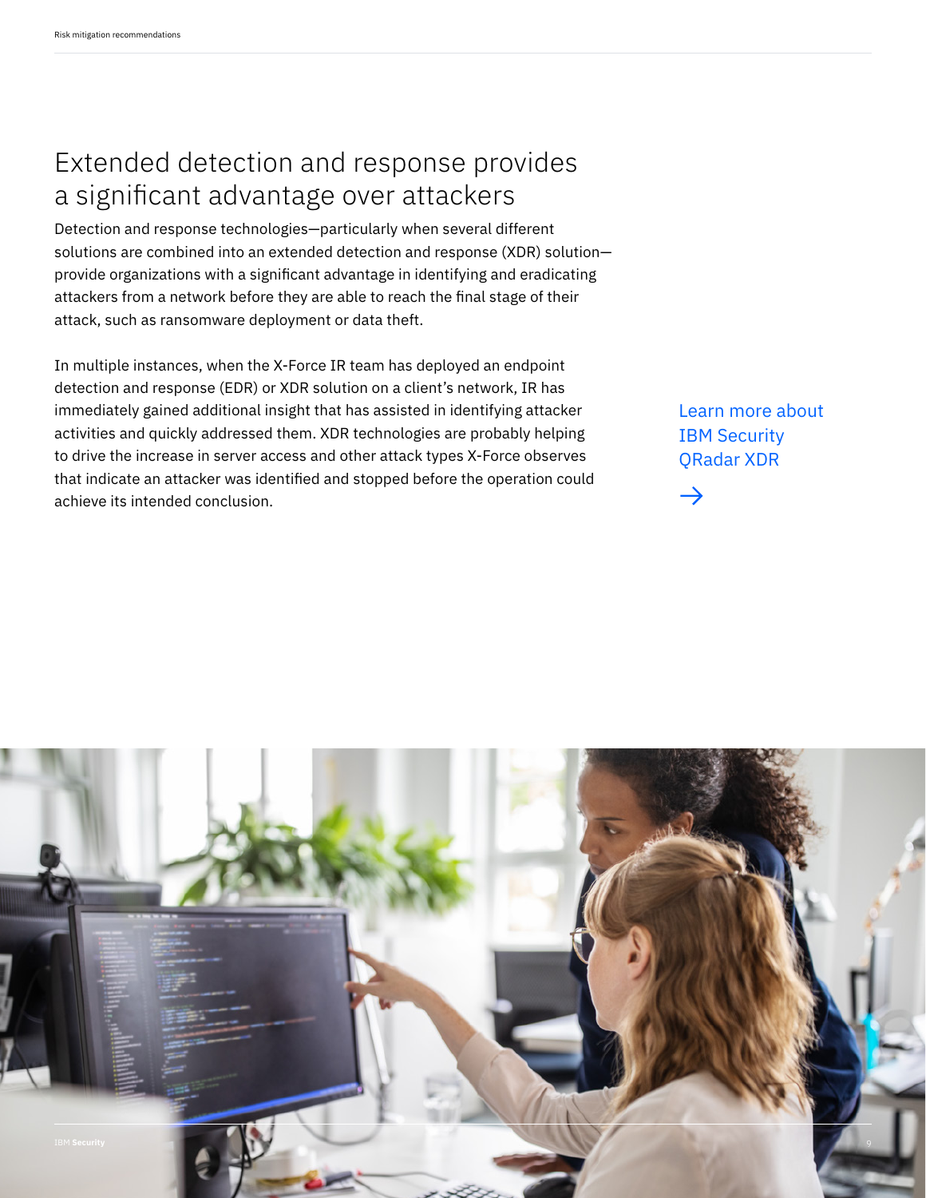# Extended detection and response provides a significant advantage over attackers

Detection and response technologies—particularly when several different solutions are combined into an extended detection and response (XDR) solution—provide organizations with a significant advantage in identifying and eradicating attackers from a network before they are able to reach the final stage of their attack, such as ransomware deployment or data theft.

In multiple instances, when the X-Force IR team has deployed an endpoint detection and response (EDR) or XDR solution on a client's network, IR has immediately gained additional insight that has assisted in identifying attacker activities and quickly addressed them. XDR technologies are probably helping to drive the increase in server access and other attack types X-Force observes that indicate an attacker was identified and stopped before the operation could achieve its intended conclusion.

Learn more about IBM Security QRadar XDR →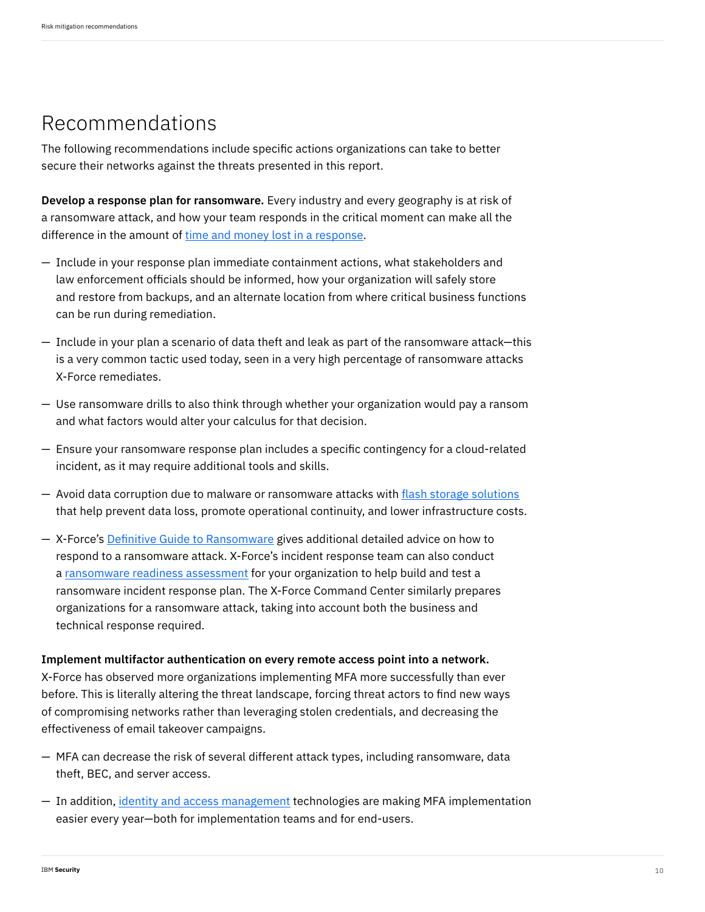# Recommendations

The following recommendations include specific actions organizations can take to better secure their networks against the threats presented in this report.

**Develop a response plan for ransomware.** Every industry and every geography is at risk of a ransomware attack, and how your team responds in the critical moment can make all the difference in the amount of time and money lost in a response.

- Include in your response plan immediate containment actions, what stakeholders and law enforcement officials should be informed, how your organization will safely store and restore from backups, and an alternate location from where critical business functions can be run during remediation.
- Include in your plan a scenario of data theft and leak as part of the ransomware attack—this is a very common tactic used today, seen in a very high percentage of ransomware attacks X-Force remediates.
- Use ransomware drills to also think through whether your organization would pay a ransom and what factors would alter your calculus for that decision.
- Ensure your ransomware response plan includes a specific contingency for a cloud-related incident, as it may require additional tools and skills.
- Avoid data corruption due to malware or ransomware attacks with flash storage solutions that help prevent data loss, promote operational continuity, and lower infrastructure costs.
- X-Force's Definitive Guide to Ransomware gives additional detailed advice on how to respond to a ransomware attack. X-Force's incident response team can also conduct a ransomware readiness assessment for your organization to help build and test a ransomware incident response plan. The X-Force Command Center similarly prepares organizations for a ransomware attack, taking into account both the business and technical response required.

**Implement multifactor authentication on every remote access point into a network.** X-Force has observed more organizations implementing MFA more successfully than ever before. This is literally altering the threat landscape, forcing threat actors to find new ways of compromising networks rather than leveraging stolen credentials, and decreasing the effectiveness of email takeover campaigns.

- MFA can decrease the risk of several different attack types, including ransomware, data theft, BEC, and server access.
- In addition, identity and access management technologies are making MFA implementation easier every year—both for implementation teams and for end-users.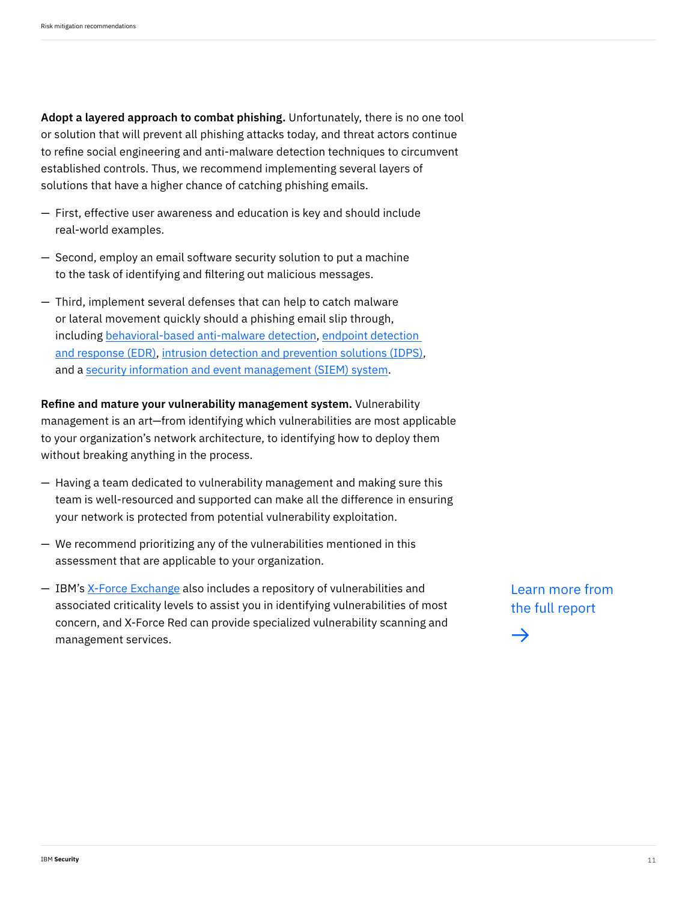**Adopt a layered approach to combat phishing.** Unfortunately, there is no one tool or solution that will prevent all phishing attacks today, and threat actors continue to refine social engineering and anti-malware detection techniques to circumvent established controls. Thus, we recommend implementing several layers of solutions that have a higher chance of catching phishing emails.

- First, effective user awareness and education is key and should include real-world examples.
- Second, employ an email software security solution to put a machine to the task of identifying and filtering out malicious messages.
- Third, implement several defenses that can help to catch malware or lateral movement quickly should a phishing email slip through, including behavioral-based anti-malware detection, endpoint detection and response (EDR), intrusion detection and prevention solutions (IDPS), and a security information and event management (SIEM) system.

**Refine and mature your vulnerability management system.** Vulnerability management is an art—from identifying which vulnerabilities are most applicable to your organization's network architecture, to identifying how to deploy them without breaking anything in the process.

- Having a team dedicated to vulnerability management and making sure this team is well-resourced and supported can make all the difference in ensuring your network is protected from potential vulnerability exploitation.
- We recommend prioritizing any of the vulnerabilities mentioned in this assessment that are applicable to your organization.
- IBM's X-Force Exchange also includes a repository of vulnerabilities and associated criticality levels to assist you in identifying vulnerabilities of most concern, and X-Force Red can provide specialized vulnerability scanning and management services.

Learn more from the full report →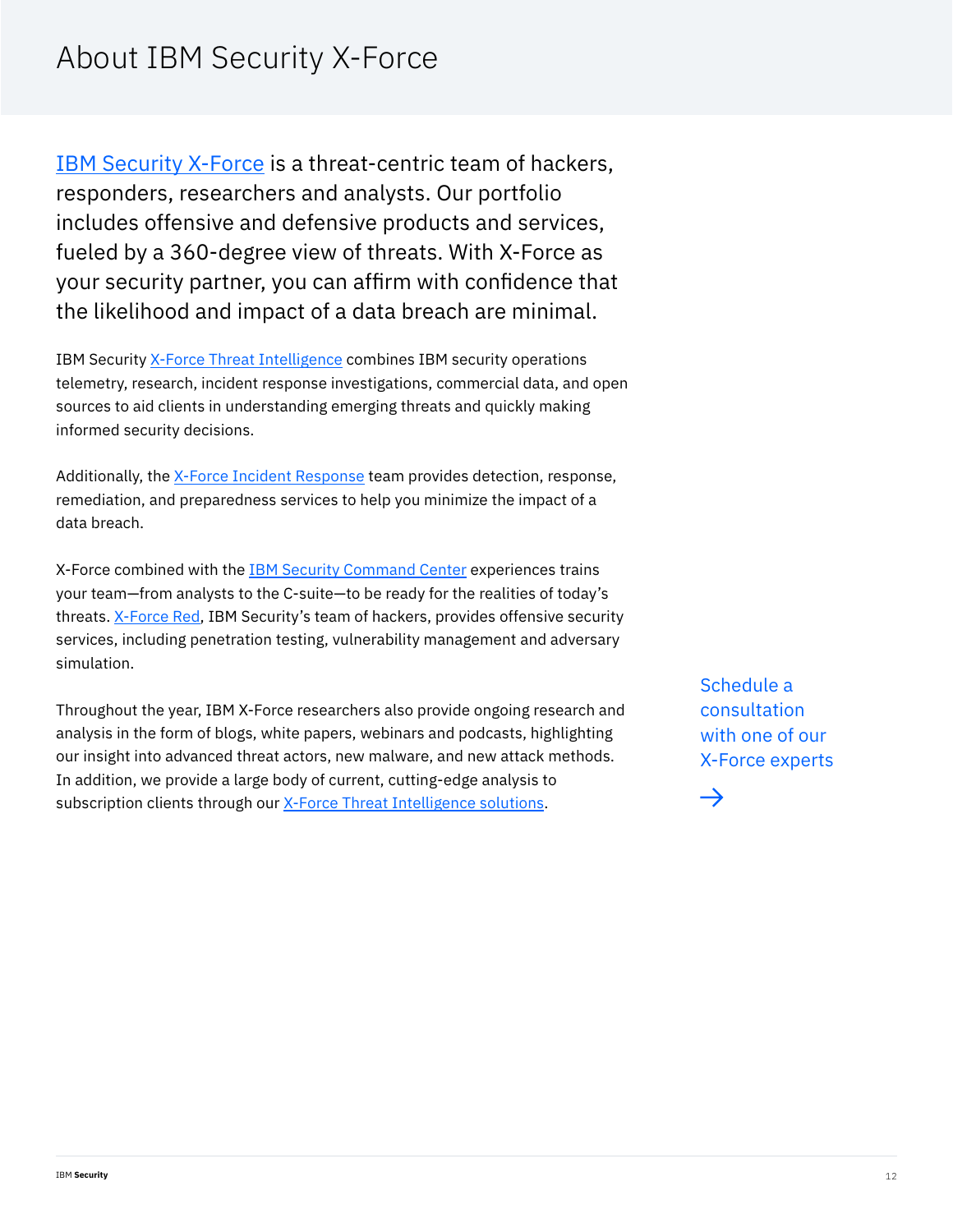# About IBM Security X-Force

IBM Security X-Force is a threat-centric team of hackers, responders, researchers and analysts. Our portfolio includes offensive and defensive products and services, fueled by a 360-degree view of threats. With X-Force as your security partner, you can affirm with confidence that the likelihood and impact of a data breach are minimal.

IBM Security X-Force Threat Intelligence combines IBM security operations telemetry, research, incident response investigations, commercial data, and open sources to aid clients in understanding emerging threats and quickly making informed security decisions.

Additionally, the X-Force Incident Response team provides detection, response, remediation, and preparedness services to help you minimize the impact of a data breach.

X-Force combined with the IBM Security Command Center experiences trains your team—from analysts to the C-suite—to be ready for the realities of today's threats. X-Force Red, IBM Security's team of hackers, provides offensive security services, including penetration testing, vulnerability management and adversary simulation.

Throughout the year, IBM X-Force researchers also provide ongoing research and analysis in the form of blogs, white papers, webinars and podcasts, highlighting our insight into advanced threat actors, new malware, and new attack methods. In addition, we provide a large body of current, cutting-edge analysis to subscription clients through our X-Force Threat Intelligence solutions.

Schedule a consultation with one of our X-Force experts →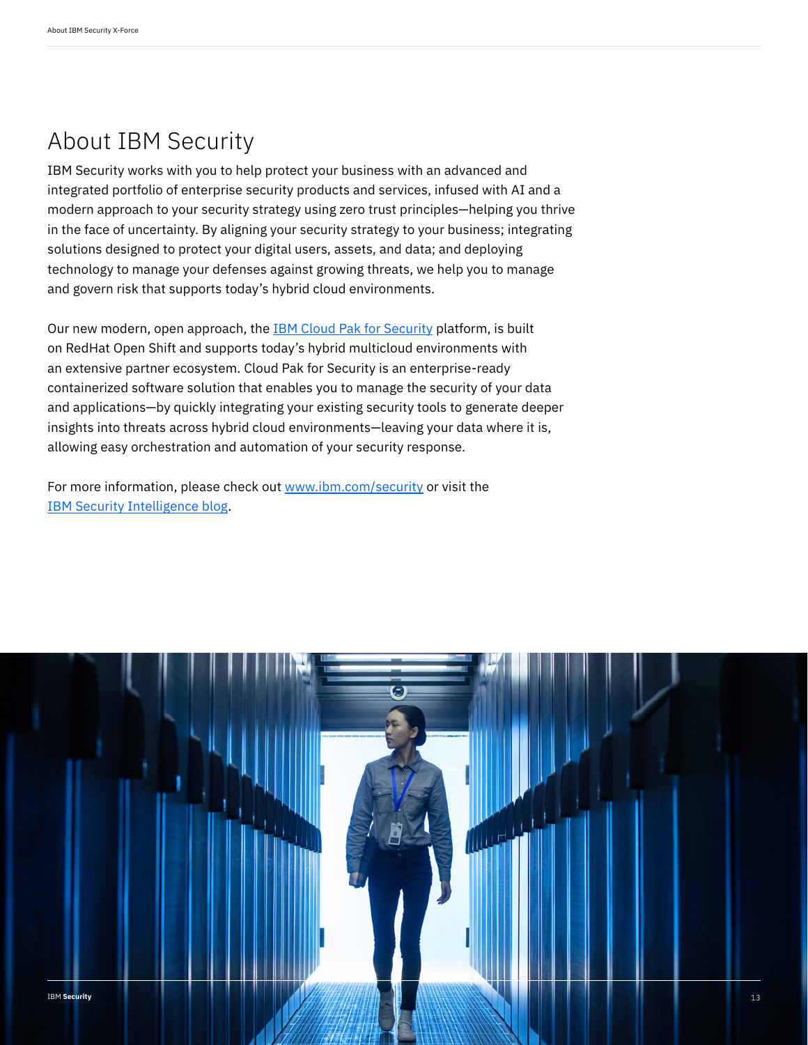# About IBM Security

IBM Security works with you to help protect your business with an advanced and integrated portfolio of enterprise security products and services, infused with AI and a modern approach to your security strategy using zero trust principles—helping you thrive in the face of uncertainty. By aligning your security strategy to your business; integrating solutions designed to protect your digital users, assets, and data; and deploying technology to manage your defenses against growing threats, we help you to manage and govern risk that supports today's hybrid cloud environments.

Our new modern, open approach, the IBM Cloud Pak for Security platform, is built on RedHat Open Shift and supports today's hybrid multicloud environments with an extensive partner ecosystem. Cloud Pak for Security is an enterprise-ready containerized software solution that enables you to manage the security of your data and applications—by quickly integrating your existing security tools to generate deeper insights into threats across hybrid cloud environments—leaving your data where it is, allowing easy orchestration and automation of your security response.

For more information, please check out www.ibm.com/security or visit the IBM Security Intelligence blog.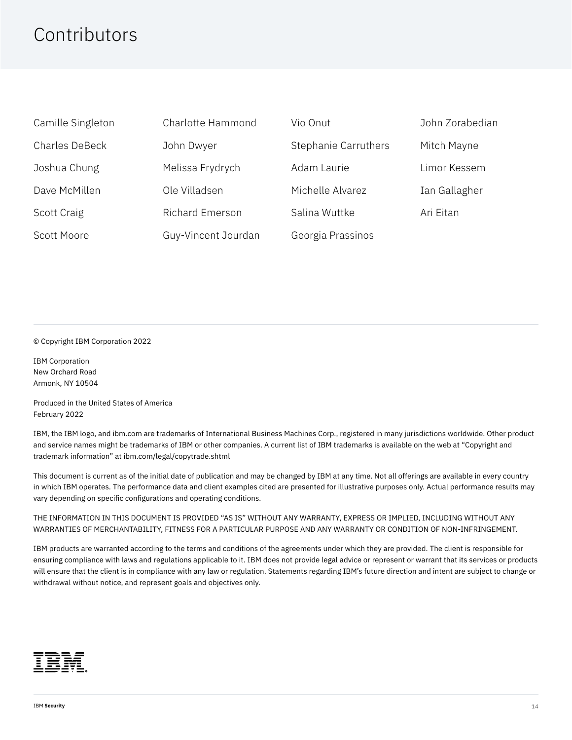# Contributors

Camille Singleton
Charles DeBeck
Joshua Chung
Dave McMillen
Scott Craig
Scott Moore
Charlotte Hammond
John Dwyer
Melissa Frydrych
Ole Villadsen
Richard Emerson
Guy-Vincent Jourdan
Vio Onut
Stephanie Carruthers
Adam Laurie
Michelle Alvarez
Salina Wuttke
Georgia Prassinos
John Zorabedian
Mitch Mayne
Limor Kessem
Ian Gallagher
Ari Eitan

© Copyright IBM Corporation 2022

IBM Corporation
New Orchard Road
Armonk, NY 10504

Produced in the United States of America
February 2022

IBM, the IBM logo, and ibm.com are trademarks of International Business Machines Corp., registered in many jurisdictions worldwide. Other product and service names might be trademarks of IBM or other companies. A current list of IBM trademarks is available on the web at "Copyright and trademark information" at ibm.com/legal/copytrade.shtml

This document is current as of the initial date of publication and may be changed by IBM at any time. Not all offerings are available in every country in which IBM operates. The performance data and client examples cited are presented for illustrative purposes only. Actual performance results may vary depending on specific configurations and operating conditions.

THE INFORMATION IN THIS DOCUMENT IS PROVIDED "AS IS" WITHOUT ANY WARRANTY, EXPRESS OR IMPLIED, INCLUDING WITHOUT ANY WARRANTIES OF MERCHANTABILITY, FITNESS FOR A PARTICULAR PURPOSE AND ANY WARRANTY OR CONDITION OF NON-INFRINGEMENT.

IBM products are warranted according to the terms and conditions of the agreements under which they are provided. The client is responsible for ensuring compliance with laws and regulations applicable to it. IBM does not provide legal advice or represent or warrant that its services or products will ensure that the client is in compliance with any law or regulation. Statements regarding IBM's future direction and intent are subject to change or withdrawal without notice, and represent goals and objectives only.